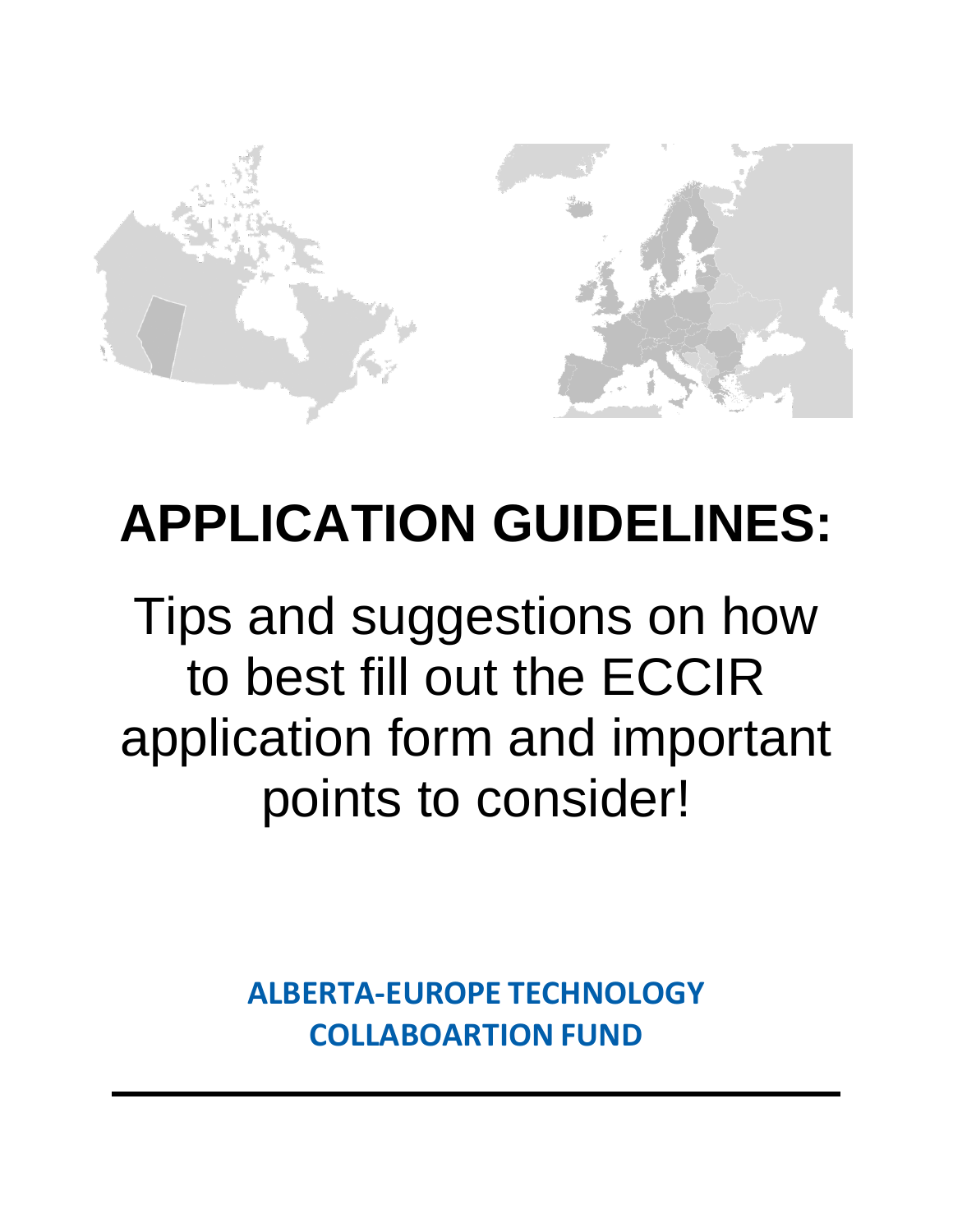# APPLICATION GUIDELINES:

Tips and suggestions on how to best fill out the ECCIR application form and important points to consider!

**ALBERTA-EUROPE TECHNOLOGY COLLABOARTION FUND**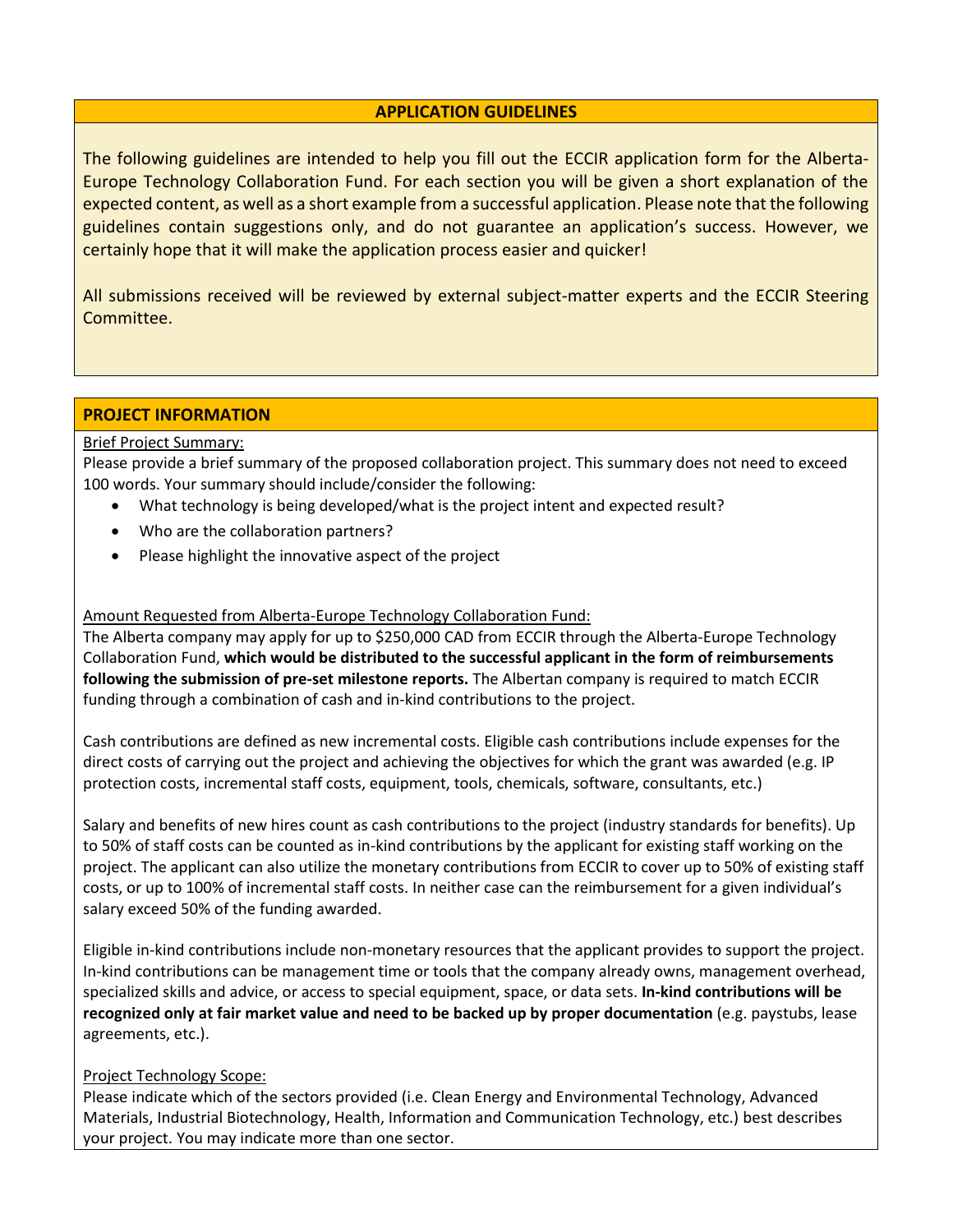## APPLICATION GUIDELINES

The following guidelines are intended to help you fill out the ECCIR application form for the Alberta-Europe Technology Collaboration Fund. For each section you will be given a short explanation of the expected content, as well as a short example from a successful application. Please note that the following guidelines contain suggestions only, and do not guarantee an application's success. However, we certainly hope that it will make the application process easier and quicker!

All submissions received will be reviewed by external subject-matter experts and the ECCIR Steering Committee.

## PROJECT INFORMATION

Brief Project Summary:

Please provide a brief summary of the proposed collaboration project. This summary does not need to exceed 100 words. Your summary should include/consider the following:

- What technology is being developed/what is the project intent and expected result?
- Who are the collaboration partners?
- Please highlight the innovative aspect of the project

Amount Requested from Alberta-Europe Technology Collaboration Fund:

The Alberta company may apply for up to $250,000 CAD from ECCIR through the Alberta-Europe Technology Collaboration Fund, **which would be distributed to the successful applicant in the form of reimbursements following the submission of pre-set milestone reports.** The Albertan company is required to match ECCIR funding through a combination of cash and in-kind contributions to the project.

Cash contributions are defined as new incremental costs. Eligible cash contributions include expenses for the direct costs of carrying out the project and achieving the objectives for which the grant was awarded (e.g. IP protection costs, incremental staff costs, equipment, tools, chemicals, software, consultants, etc.)

Salary and benefits of new hires count as cash contributions to the project (industry standards for benefits). Up to 50% of staff costs can be counted as in-kind contributions by the applicant for existing staff working on the project. The applicant can also utilize the monetary contributions from ECCIR to cover up to 50% of existing staff costs, or up to 100% of incremental staff costs. In neither case can the reimbursement for a given individual's salary exceed 50% of the funding awarded.

Eligible in-kind contributions include non-monetary resources that the applicant provides to support the project. In-kind contributions can be management time or tools that the company already owns, management overhead, specialized skills and advice, or access to special equipment, space, or data sets. **In-kind contributions will be recognized only at fair market value and need to be backed up by proper documentation** (e.g. paystubs, lease agreements, etc.).

Project Technology Scope:

Please indicate which of the sectors provided (i.e. Clean Energy and Environmental Technology, Advanced Materials, Industrial Biotechnology, Health, Information and Communication Technology, etc.) best describes your project. You may indicate more than one sector.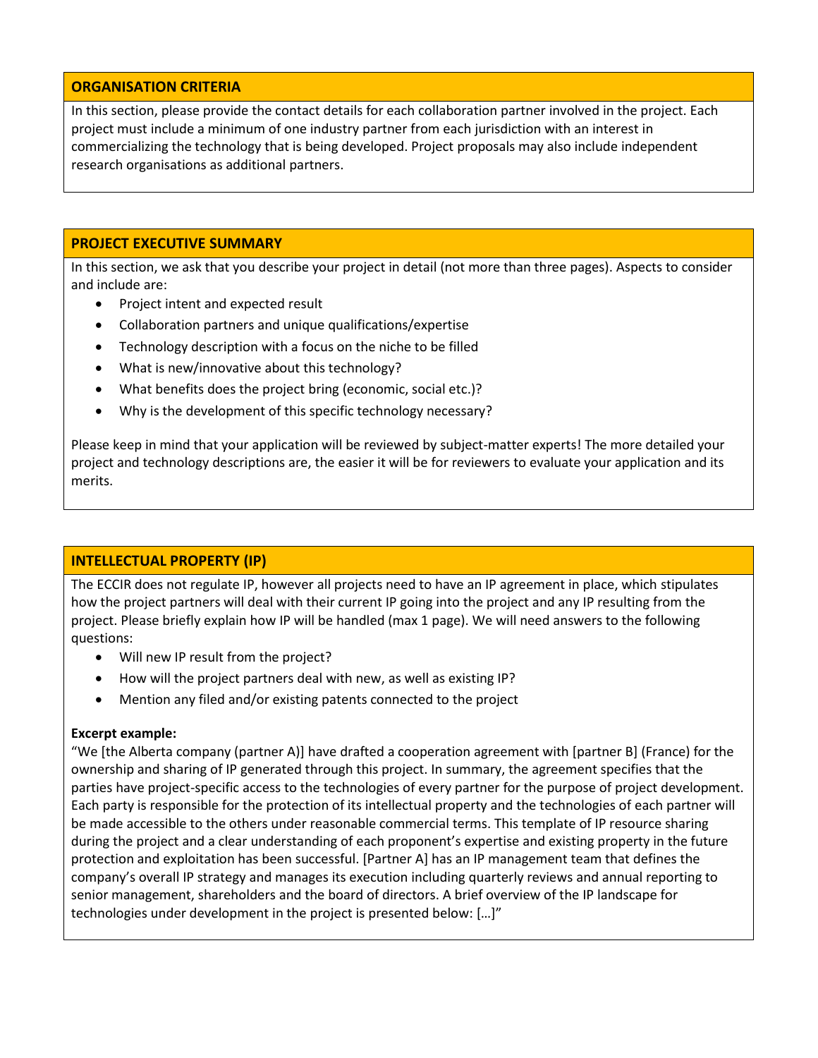## ORGANISATION CRITERIA

In this section, please provide the contact details for each collaboration partner involved in the project. Each project must include a minimum of one industry partner from each jurisdiction with an interest in commercializing the technology that is being developed. Project proposals may also include independent research organisations as additional partners.

## PROJECT EXECUTIVE SUMMARY

In this section, we ask that you describe your project in detail (not more than three pages). Aspects to consider and include are:

- Project intent and expected result
- Collaboration partners and unique qualifications/expertise
- Technology description with a focus on the niche to be filled
- What is new/innovative about this technology?
- What benefits does the project bring (economic, social etc.)?
- Why is the development of this specific technology necessary?

Please keep in mind that your application will be reviewed by subject-matter experts! The more detailed your project and technology descriptions are, the easier it will be for reviewers to evaluate your application and its merits.

## INTELLECTUAL PROPERTY (IP)

The ECCIR does not regulate IP, however all projects need to have an IP agreement in place, which stipulates how the project partners will deal with their current IP going into the project and any IP resulting from the project. Please briefly explain how IP will be handled (max 1 page). We will need answers to the following questions:

- Will new IP result from the project?
- How will the project partners deal with new, as well as existing IP?
- Mention any filed and/or existing patents connected to the project

**Excerpt example:**

"We [the Alberta company (partner A)] have drafted a cooperation agreement with [partner B] (France) for the ownership and sharing of IP generated through this project. In summary, the agreement specifies that the parties have project-specific access to the technologies of every partner for the purpose of project development. Each party is responsible for the protection of its intellectual property and the technologies of each partner will be made accessible to the others under reasonable commercial terms. This template of IP resource sharing during the project and a clear understanding of each proponent's expertise and existing property in the future protection and exploitation has been successful. [Partner A] has an IP management team that defines the company's overall IP strategy and manages its execution including quarterly reviews and annual reporting to senior management, shareholders and the board of directors. A brief overview of the IP landscape for technologies under development in the project is presented below: […]"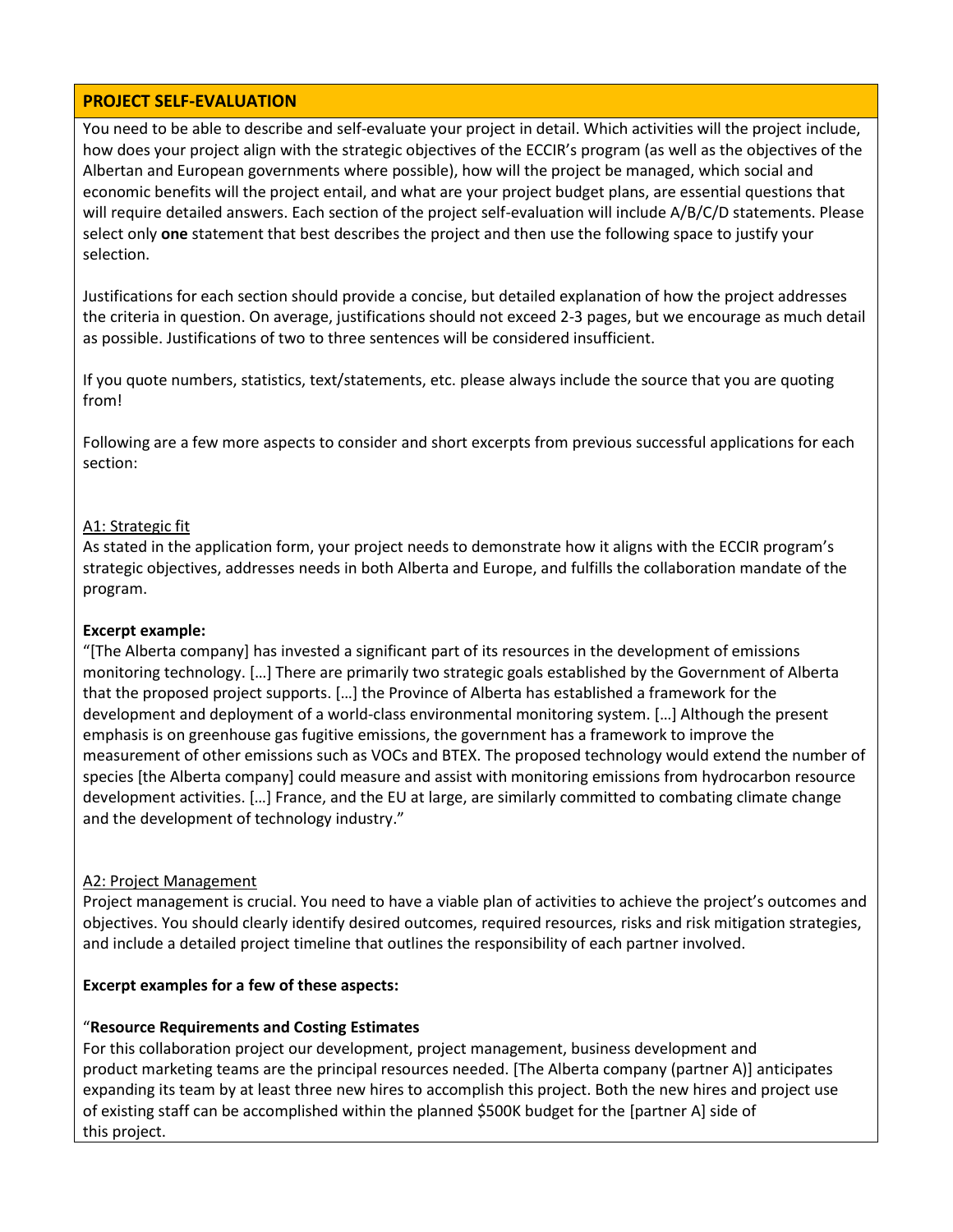## PROJECT SELF-EVALUATION

You need to be able to describe and self-evaluate your project in detail. Which activities will the project include, how does your project align with the strategic objectives of the ECCIR's program (as well as the objectives of the Albertan and European governments where possible), how will the project be managed, which social and economic benefits will the project entail, and what are your project budget plans, are essential questions that will require detailed answers. Each section of the project self-evaluation will include A/B/C/D statements. Please select only **one** statement that best describes the project and then use the following space to justify your selection.

Justifications for each section should provide a concise, but detailed explanation of how the project addresses the criteria in question. On average, justifications should not exceed 2-3 pages, but we encourage as much detail as possible. Justifications of two to three sentences will be considered insufficient.

If you quote numbers, statistics, text/statements, etc. please always include the source that you are quoting from!

Following are a few more aspects to consider and short excerpts from previous successful applications for each section:

### A1: Strategic fit

As stated in the application form, your project needs to demonstrate how it aligns with the ECCIR program's strategic objectives, addresses needs in both Alberta and Europe, and fulfills the collaboration mandate of the program.

**Excerpt example:**

"[The Alberta company] has invested a significant part of its resources in the development of emissions monitoring technology. […] There are primarily two strategic goals established by the Government of Alberta that the proposed project supports. […] the Province of Alberta has established a framework for the development and deployment of a world-class environmental monitoring system. […] Although the present emphasis is on greenhouse gas fugitive emissions, the government has a framework to improve the measurement of other emissions such as VOCs and BTEX. The proposed technology would extend the number of species [the Alberta company] could measure and assist with monitoring emissions from hydrocarbon resource development activities. […] France, and the EU at large, are similarly committed to combating climate change and the development of technology industry."

### A2: Project Management

Project management is crucial. You need to have a viable plan of activities to achieve the project's outcomes and objectives. You should clearly identify desired outcomes, required resources, risks and risk mitigation strategies, and include a detailed project timeline that outlines the responsibility of each partner involved.

**Excerpt examples for a few of these aspects:**

"**Resource Requirements and Costing Estimates**

For this collaboration project our development, project management, business development and product marketing teams are the principal resources needed. [The Alberta company (partner A)] anticipates expanding its team by at least three new hires to accomplish this project. Both the new hires and project use of existing staff can be accomplished within the planned $500K budget for the [partner A] side of this project.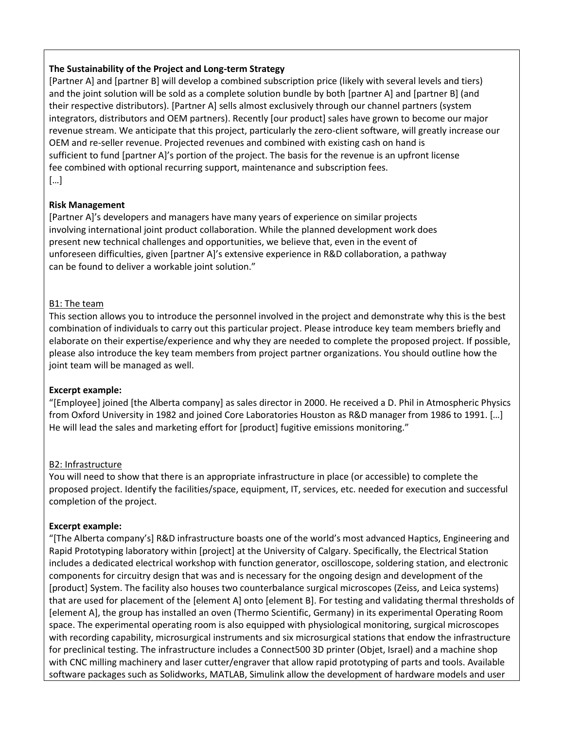**The Sustainability of the Project and Long-term Strategy**

[Partner A] and [partner B] will develop a combined subscription price (likely with several levels and tiers) and the joint solution will be sold as a complete solution bundle by both [partner A] and [partner B] (and their respective distributors). [Partner A] sells almost exclusively through our channel partners (system integrators, distributors and OEM partners). Recently [our product] sales have grown to become our major revenue stream. We anticipate that this project, particularly the zero-client software, will greatly increase our OEM and re-seller revenue. Projected revenues and combined with existing cash on hand is sufficient to fund [partner A]'s portion of the project. The basis for the revenue is an upfront license fee combined with optional recurring support, maintenance and subscription fees.

[…]

**Risk Management**

[Partner A]'s developers and managers have many years of experience on similar projects involving international joint product collaboration. While the planned development work does present new technical challenges and opportunities, we believe that, even in the event of unforeseen difficulties, given [partner A]'s extensive experience in R&D collaboration, a pathway can be found to deliver a workable joint solution."

<u>B1: The team</u>

This section allows you to introduce the personnel involved in the project and demonstrate why this is the best combination of individuals to carry out this particular project. Please introduce key team members briefly and elaborate on their expertise/experience and why they are needed to complete the proposed project. If possible, please also introduce the key team members from project partner organizations. You should outline how the joint team will be managed as well.

**Excerpt example:**

"[Employee] joined [the Alberta company] as sales director in 2000. He received a D. Phil in Atmospheric Physics from Oxford University in 1982 and joined Core Laboratories Houston as R&D manager from 1986 to 1991. […] He will lead the sales and marketing effort for [product] fugitive emissions monitoring."

<u>B2: Infrastructure</u>

You will need to show that there is an appropriate infrastructure in place (or accessible) to complete the proposed project. Identify the facilities/space, equipment, IT, services, etc. needed for execution and successful completion of the project.

**Excerpt example:**

"[The Alberta company's] R&D infrastructure boasts one of the world's most advanced Haptics, Engineering and Rapid Prototyping laboratory within [project] at the University of Calgary. Specifically, the Electrical Station includes a dedicated electrical workshop with function generator, oscilloscope, soldering station, and electronic components for circuitry design that was and is necessary for the ongoing design and development of the [product] System. The facility also houses two counterbalance surgical microscopes (Zeiss, and Leica systems) that are used for placement of the [element A] onto [element B]. For testing and validating thermal thresholds of [element A], the group has installed an oven (Thermo Scientific, Germany) in its experimental Operating Room space. The experimental operating room is also equipped with physiological monitoring, surgical microscopes with recording capability, microsurgical instruments and six microsurgical stations that endow the infrastructure for preclinical testing. The infrastructure includes a Connect500 3D printer (Objet, Israel) and a machine shop with CNC milling machinery and laser cutter/engraver that allow rapid prototyping of parts and tools. Available software packages such as Solidworks, MATLAB, Simulink allow the development of hardware models and user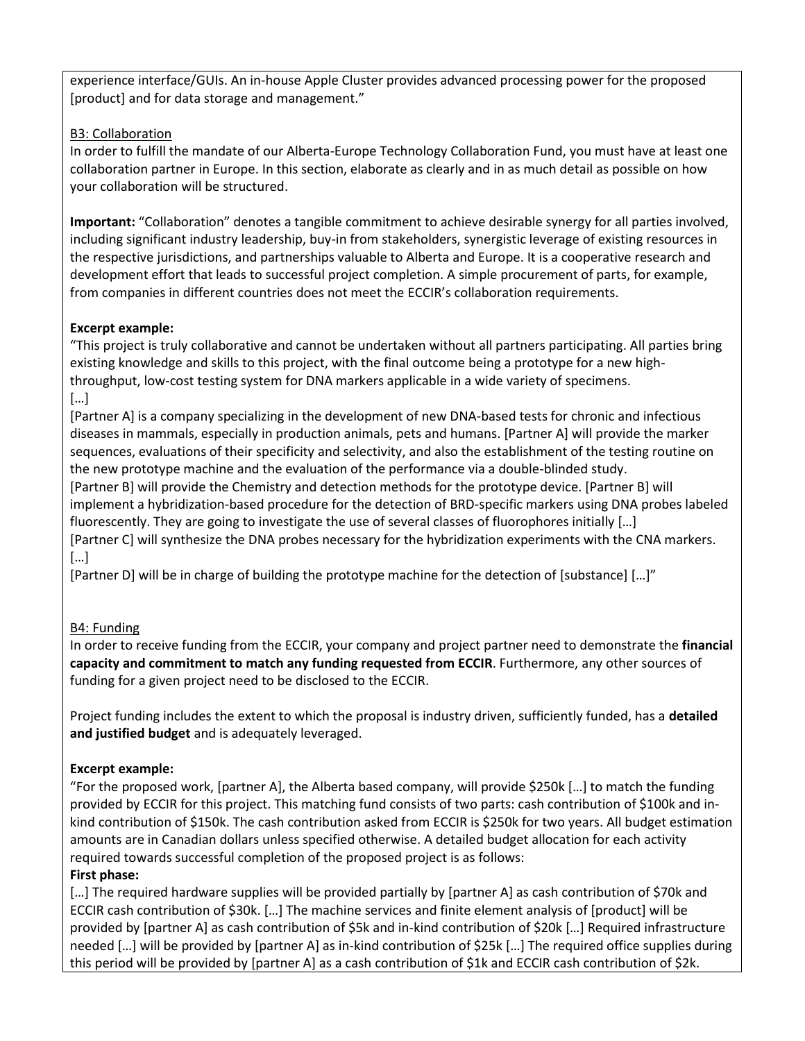experience interface/GUIs. An in-house Apple Cluster provides advanced processing power for the proposed [product] and for data storage and management."

B3: Collaboration

In order to fulfill the mandate of our Alberta-Europe Technology Collaboration Fund, you must have at least one collaboration partner in Europe. In this section, elaborate as clearly and in as much detail as possible on how your collaboration will be structured.

**Important:** "Collaboration" denotes a tangible commitment to achieve desirable synergy for all parties involved, including significant industry leadership, buy-in from stakeholders, synergistic leverage of existing resources in the respective jurisdictions, and partnerships valuable to Alberta and Europe. It is a cooperative research and development effort that leads to successful project completion. A simple procurement of parts, for example, from companies in different countries does not meet the ECCIR's collaboration requirements.

**Excerpt example:**

"This project is truly collaborative and cannot be undertaken without all partners participating. All parties bring existing knowledge and skills to this project, with the final outcome being a prototype for a new high-throughput, low-cost testing system for DNA markers applicable in a wide variety of specimens.
[…]
[Partner A] is a company specializing in the development of new DNA-based tests for chronic and infectious diseases in mammals, especially in production animals, pets and humans. [Partner A] will provide the marker sequences, evaluations of their specificity and selectivity, and also the establishment of the testing routine on the new prototype machine and the evaluation of the performance via a double-blinded study.
[Partner B] will provide the Chemistry and detection methods for the prototype device. [Partner B] will implement a hybridization-based procedure for the detection of BRD-specific markers using DNA probes labeled fluorescently. They are going to investigate the use of several classes of fluorophores initially […]
[Partner C] will synthesize the DNA probes necessary for the hybridization experiments with the CNA markers.
[…]
[Partner D] will be in charge of building the prototype machine for the detection of [substance] […]"

B4: Funding

In order to receive funding from the ECCIR, your company and project partner need to demonstrate the **financial capacity and commitment to match any funding requested from ECCIR**. Furthermore, any other sources of funding for a given project need to be disclosed to the ECCIR.

Project funding includes the extent to which the proposal is industry driven, sufficiently funded, has a **detailed and justified budget** and is adequately leveraged.

**Excerpt example:**

"For the proposed work, [partner A], the Alberta based company, will provide $250k […] to match the funding provided by ECCIR for this project. This matching fund consists of two parts: cash contribution of $100k and in-kind contribution of $150k. The cash contribution asked from ECCIR is $250k for two years. All budget estimation amounts are in Canadian dollars unless specified otherwise. A detailed budget allocation for each activity required towards successful completion of the proposed project is as follows:

**First phase:**

[…] The required hardware supplies will be provided partially by [partner A] as cash contribution of $70k and ECCIR cash contribution of $30k. […] The machine services and finite element analysis of [product] will be provided by [partner A] as cash contribution of $5k and in-kind contribution of $20k […] Required infrastructure needed […] will be provided by [partner A] as in-kind contribution of $25k […] The required office supplies during this period will be provided by [partner A] as a cash contribution of $1k and ECCIR cash contribution of $2k.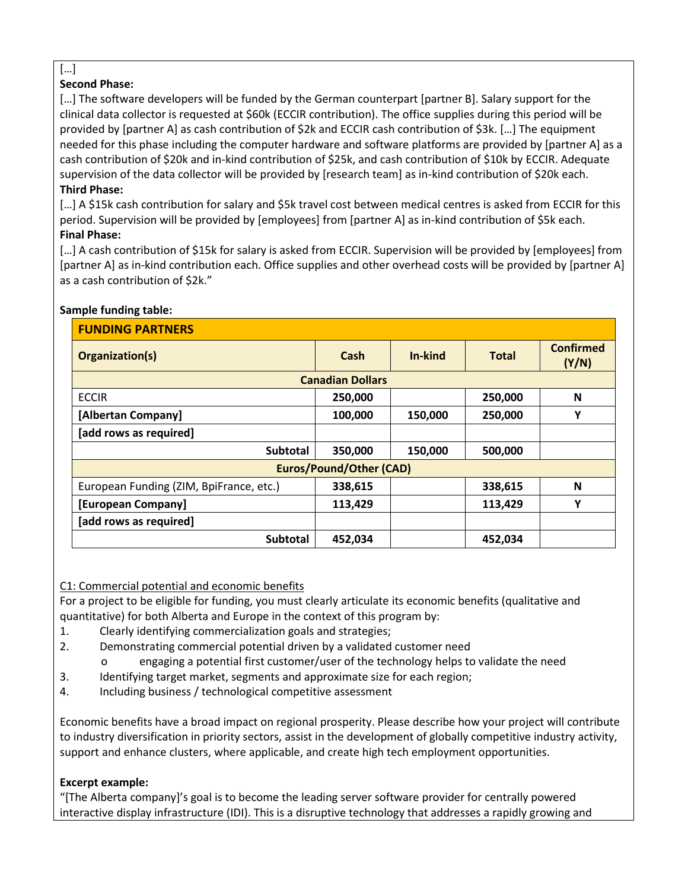[…]

**Second Phase:**

[…] The software developers will be funded by the German counterpart [partner B]. Salary support for the clinical data collector is requested at $60k (ECCIR contribution). The office supplies during this period will be provided by [partner A] as cash contribution of $2k and ECCIR cash contribution of $3k. […] The equipment needed for this phase including the computer hardware and software platforms are provided by [partner A] as a cash contribution of $20k and in-kind contribution of $25k, and cash contribution of $10k by ECCIR. Adequate supervision of the data collector will be provided by [research team] as in-kind contribution of $20k each.

**Third Phase:**

[…] A $15k cash contribution for salary and $5k travel cost between medical centres is asked from ECCIR for this period. Supervision will be provided by [employees] from [partner A] as in-kind contribution of $5k each.

**Final Phase:**

[…] A cash contribution of $15k for salary is asked from ECCIR. Supervision will be provided by [employees] from [partner A] as in-kind contribution each. Office supplies and other overhead costs will be provided by [partner A] as a cash contribution of $2k."

**Sample funding table:**

| **FUNDING PARTNERS** | | | | |
|---|---|---|---|---|
| **Organization(s)** | **Cash** | **In-kind** | **Total** | **Confirmed (Y/N)** |
| **Canadian Dollars** | | | | |
| ECCIR | **250,000** | | **250,000** | **N** |
| **[Albertan Company]** | **100,000** | **150,000** | **250,000** | **Y** |
| **[add rows as required]** | | | | |
| **Subtotal** | **350,000** | **150,000** | **500,000** | |
| **Euros/Pound/Other (CAD)** | | | | |
| European Funding (ZIM, BpiFrance, etc.) | **338,615** | | **338,615** | **N** |
| **[European Company]** | **113,429** | | **113,429** | **Y** |
| **[add rows as required]** | | | | |
| **Subtotal** | **452,034** | | **452,034** | |

C1: Commercial potential and economic benefits

For a project to be eligible for funding, you must clearly articulate its economic benefits (qualitative and quantitative) for both Alberta and Europe in the context of this program by:

1. Clearly identifying commercialization goals and strategies;
2. Demonstrating commercial potential driven by a validated customer need
   - engaging a potential first customer/user of the technology helps to validate the need
3. Identifying target market, segments and approximate size for each region;
4. Including business / technological competitive assessment

Economic benefits have a broad impact on regional prosperity. Please describe how your project will contribute to industry diversification in priority sectors, assist in the development of globally competitive industry activity, support and enhance clusters, where applicable, and create high tech employment opportunities.

**Excerpt example:**

"[The Alberta company]'s goal is to become the leading server software provider for centrally powered interactive display infrastructure (IDI). This is a disruptive technology that addresses a rapidly growing and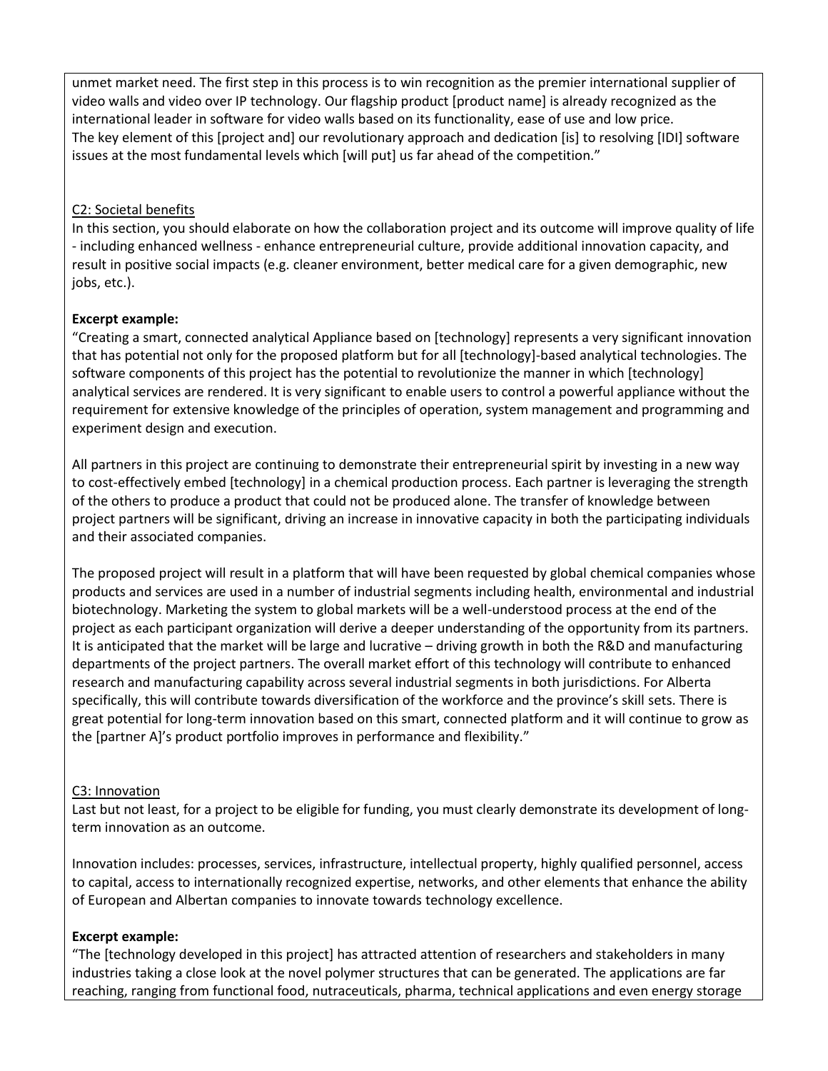unmet market need. The first step in this process is to win recognition as the premier international supplier of video walls and video over IP technology. Our flagship product [product name] is already recognized as the international leader in software for video walls based on its functionality, ease of use and low price. The key element of this [project and] our revolutionary approach and dedication [is] to resolving [IDI] software issues at the most fundamental levels which [will put] us far ahead of the competition."

C2: Societal benefits

In this section, you should elaborate on how the collaboration project and its outcome will improve quality of life - including enhanced wellness - enhance entrepreneurial culture, provide additional innovation capacity, and result in positive social impacts (e.g. cleaner environment, better medical care for a given demographic, new jobs, etc.).

**Excerpt example:**

"Creating a smart, connected analytical Appliance based on [technology] represents a very significant innovation that has potential not only for the proposed platform but for all [technology]-based analytical technologies. The software components of this project has the potential to revolutionize the manner in which [technology] analytical services are rendered. It is very significant to enable users to control a powerful appliance without the requirement for extensive knowledge of the principles of operation, system management and programming and experiment design and execution.

All partners in this project are continuing to demonstrate their entrepreneurial spirit by investing in a new way to cost-effectively embed [technology] in a chemical production process. Each partner is leveraging the strength of the others to produce a product that could not be produced alone. The transfer of knowledge between project partners will be significant, driving an increase in innovative capacity in both the participating individuals and their associated companies.

The proposed project will result in a platform that will have been requested by global chemical companies whose products and services are used in a number of industrial segments including health, environmental and industrial biotechnology. Marketing the system to global markets will be a well-understood process at the end of the project as each participant organization will derive a deeper understanding of the opportunity from its partners. It is anticipated that the market will be large and lucrative – driving growth in both the R&D and manufacturing departments of the project partners. The overall market effort of this technology will contribute to enhanced research and manufacturing capability across several industrial segments in both jurisdictions. For Alberta specifically, this will contribute towards diversification of the workforce and the province's skill sets. There is great potential for long-term innovation based on this smart, connected platform and it will continue to grow as the [partner A]'s product portfolio improves in performance and flexibility."

C3: Innovation

Last but not least, for a project to be eligible for funding, you must clearly demonstrate its development of long-term innovation as an outcome.

Innovation includes: processes, services, infrastructure, intellectual property, highly qualified personnel, access to capital, access to internationally recognized expertise, networks, and other elements that enhance the ability of European and Albertan companies to innovate towards technology excellence.

**Excerpt example:**

"The [technology developed in this project] has attracted attention of researchers and stakeholders in many industries taking a close look at the novel polymer structures that can be generated. The applications are far reaching, ranging from functional food, nutraceuticals, pharma, technical applications and even energy storage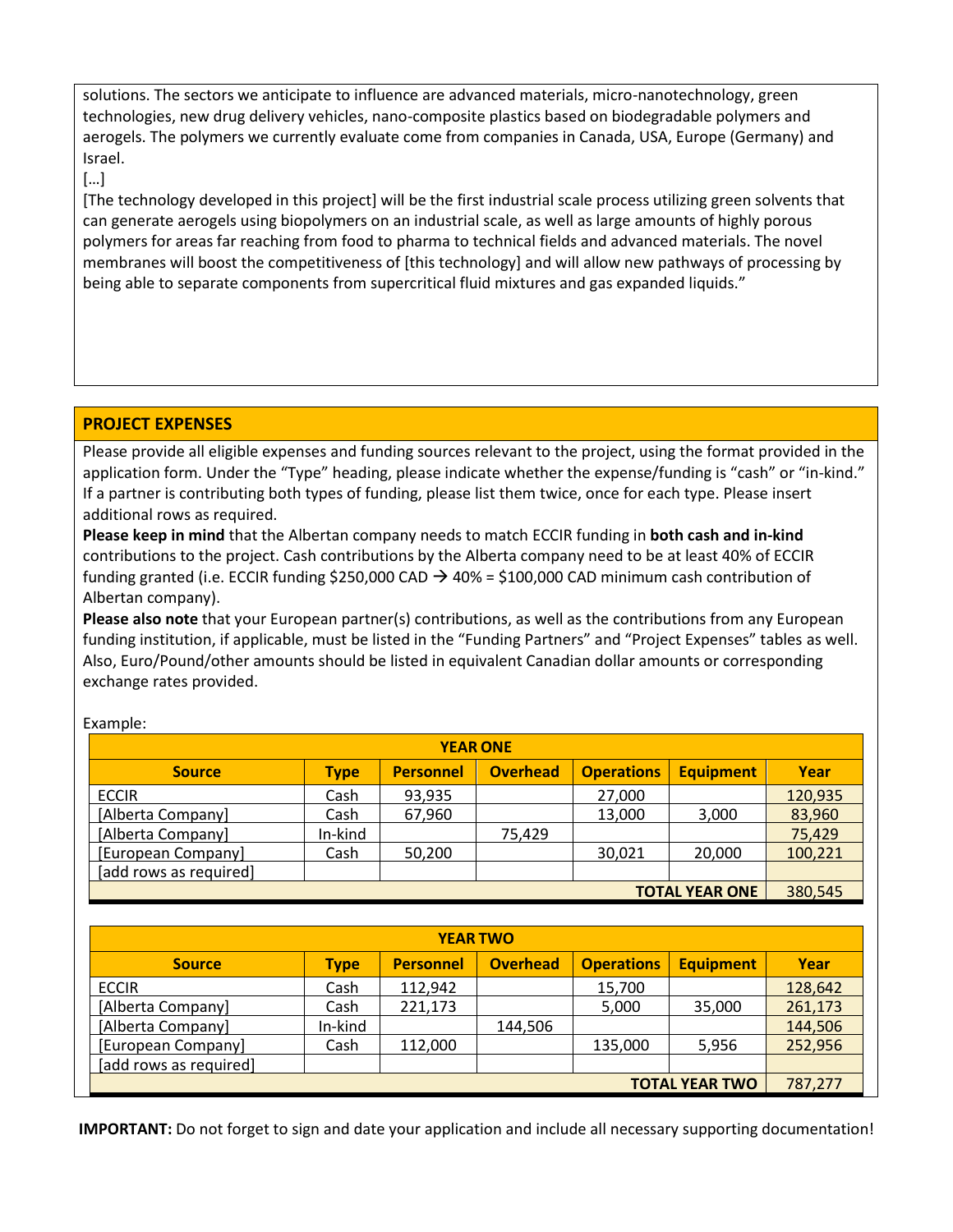solutions. The sectors we anticipate to influence are advanced materials, micro-nanotechnology, green technologies, new drug delivery vehicles, nano-composite plastics based on biodegradable polymers and aerogels. The polymers we currently evaluate come from companies in Canada, USA, Europe (Germany) and Israel.

[…]

[The technology developed in this project] will be the first industrial scale process utilizing green solvents that can generate aerogels using biopolymers on an industrial scale, as well as large amounts of highly porous polymers for areas far reaching from food to pharma to technical fields and advanced materials. The novel membranes will boost the competitiveness of [this technology] and will allow new pathways of processing by being able to separate components from supercritical fluid mixtures and gas expanded liquids."

## PROJECT EXPENSES

Please provide all eligible expenses and funding sources relevant to the project, using the format provided in the application form. Under the "Type" heading, please indicate whether the expense/funding is "cash" or "in-kind." If a partner is contributing both types of funding, please list them twice, once for each type. Please insert additional rows as required.

**Please keep in mind** that the Albertan company needs to match ECCIR funding in **both cash and in-kind** contributions to the project. Cash contributions by the Alberta company need to be at least 40% of ECCIR funding granted (i.e. ECCIR funding $250,000 CAD → 40% = $100,000 CAD minimum cash contribution of Albertan company).

**Please also note** that your European partner(s) contributions, as well as the contributions from any European funding institution, if applicable, must be listed in the "Funding Partners" and "Project Expenses" tables as well. Also, Euro/Pound/other amounts should be listed in equivalent Canadian dollar amounts or corresponding exchange rates provided.

Example:

| YEAR ONE | | | | | | |
|---|---|---|---|---|---|---|
| **Source** | **Type** | **Personnel** | **Overhead** | **Operations** | **Equipment** | **Year** |
| ECCIR | Cash | 93,935 | | 27,000 | | 120,935 |
| [Alberta Company] | Cash | 67,960 | | 13,000 | 3,000 | 83,960 |
| [Alberta Company] | In-kind | | 75,429 | | | 75,429 |
| [European Company] | Cash | 50,200 | | 30,021 | 20,000 | 100,221 |
| [add rows as required] | | | | | | |
| | | | | | **TOTAL YEAR ONE** | 380,545 |

| YEAR TWO | | | | | | |
|---|---|---|---|---|---|---|
| **Source** | **Type** | **Personnel** | **Overhead** | **Operations** | **Equipment** | **Year** |
| ECCIR | Cash | 112,942 | | 15,700 | | 128,642 |
| [Alberta Company] | Cash | 221,173 | | 5,000 | 35,000 | 261,173 |
| [Alberta Company] | In-kind | | 144,506 | | | 144,506 |
| [European Company] | Cash | 112,000 | | 135,000 | 5,956 | 252,956 |
| [add rows as required] | | | | | | |
| | | | | | **TOTAL YEAR TWO** | 787,277 |

**IMPORTANT:** Do not forget to sign and date your application and include all necessary supporting documentation!